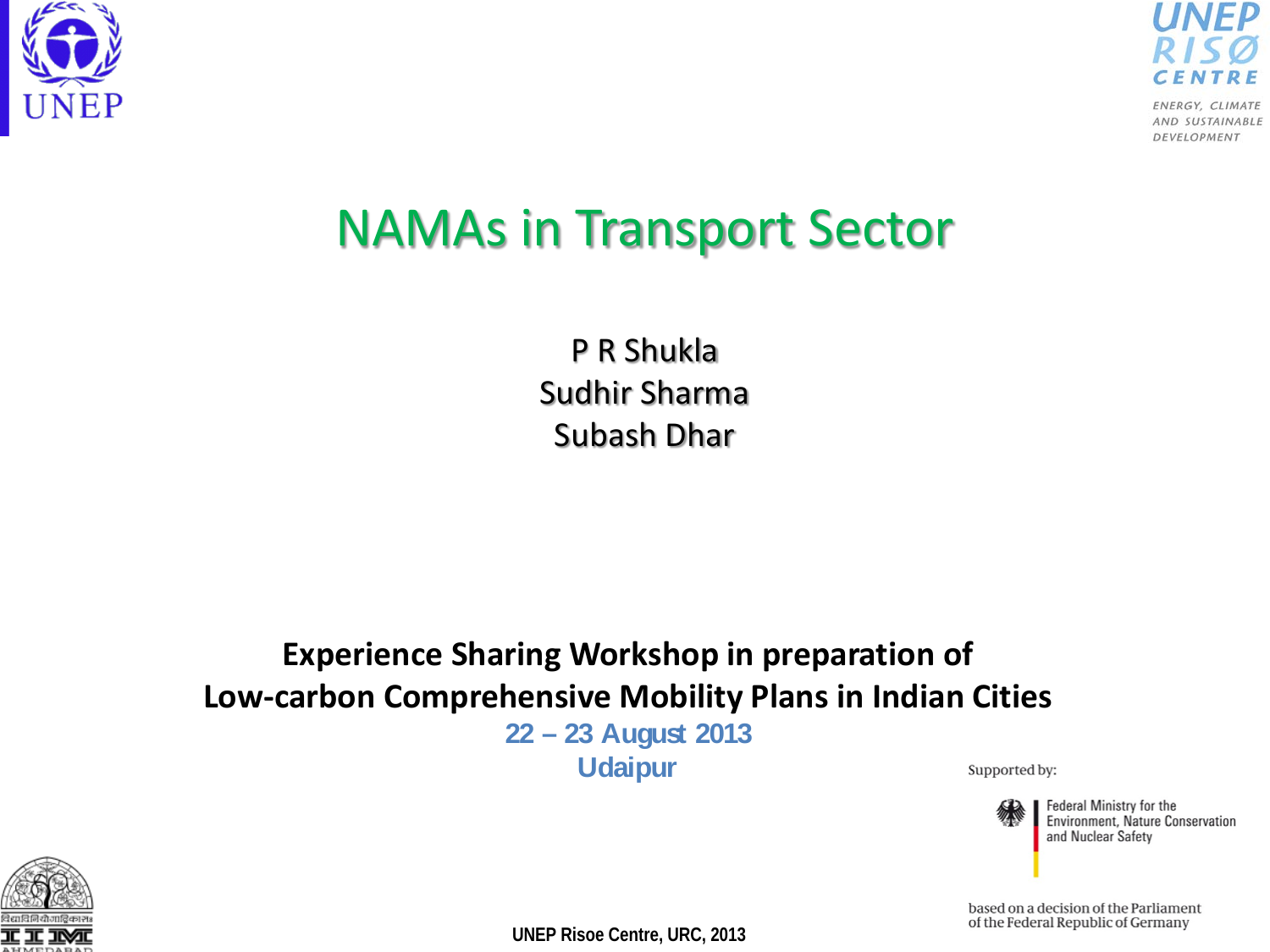UNEP

UNEP RISØ CENTRE

ENERGY, CLIMATE AND SUSTAINABLE DEVELOPMENT

# NAMAs in Transport Sector

P R Shukla
Sudhir Sharma
Subash Dhar

**Experience Sharing Workshop in preparation of Low-carbon Comprehensive Mobility Plans in Indian Cities**

**22 – 23 August 2013**
**Udaipur**

Supported by:

Federal Ministry for the Environment, Nature Conservation and Nuclear Safety

based on a decision of the Parliament of the Federal Republic of Germany

**UNEP Risoe Centre, URC, 2013**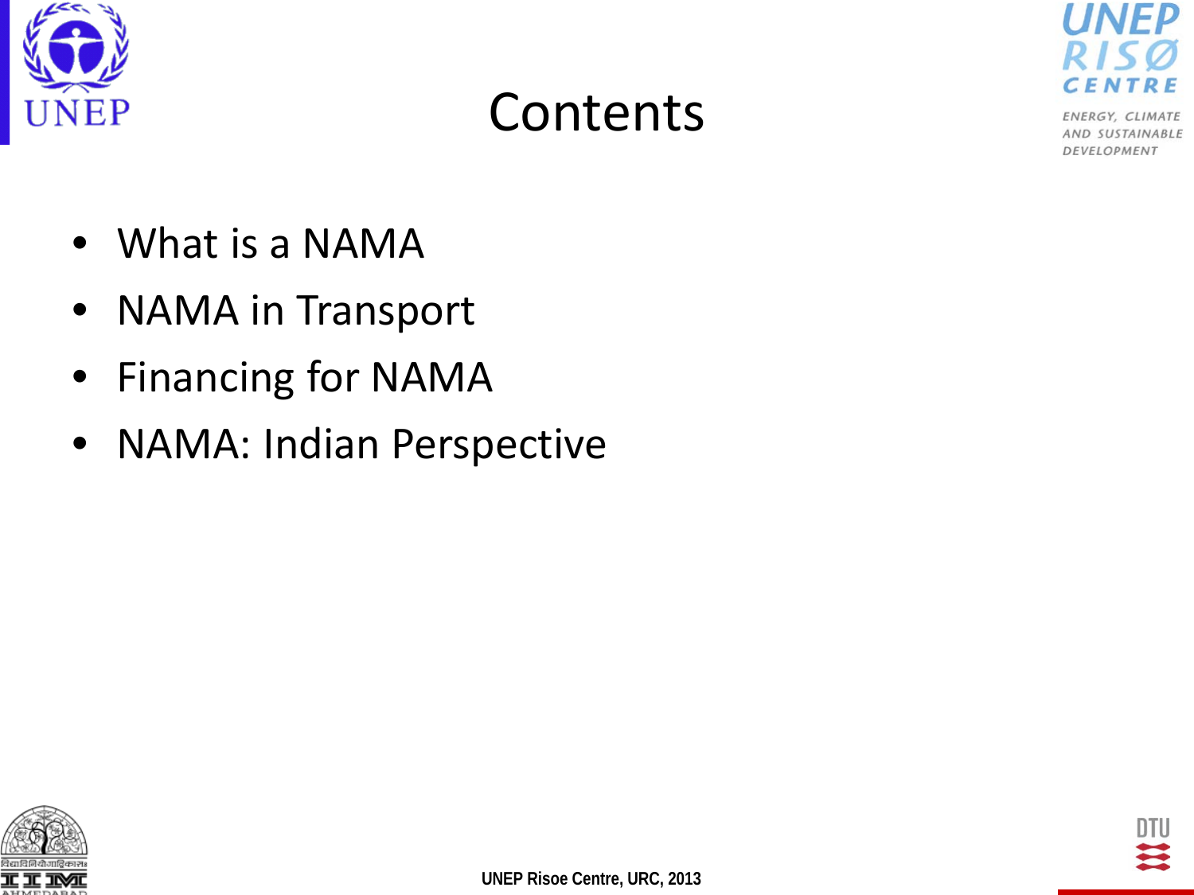# Contents

- What is a NAMA
- NAMA in Transport
- Financing for NAMA
- NAMA: Indian Perspective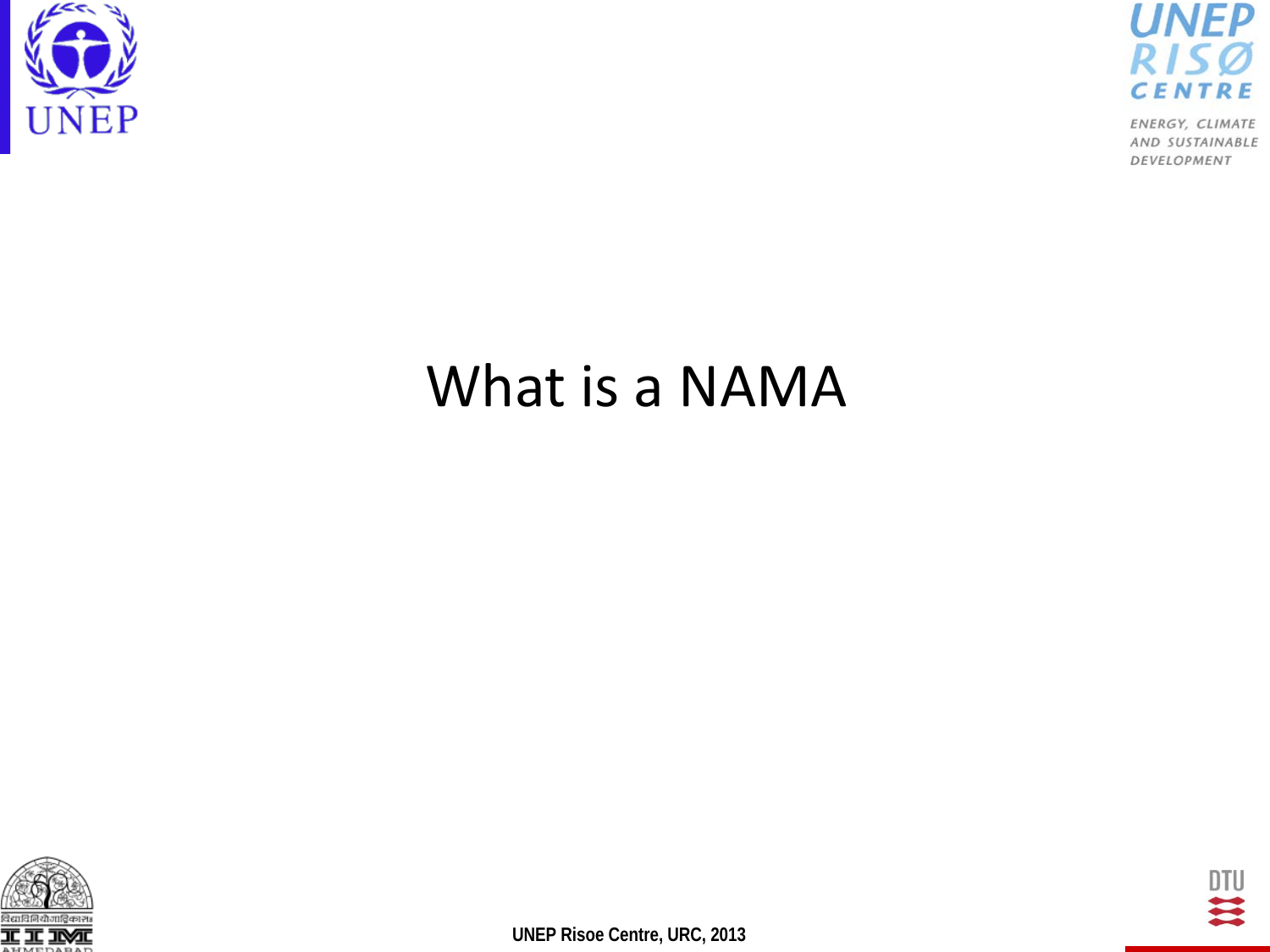# What is a NAMA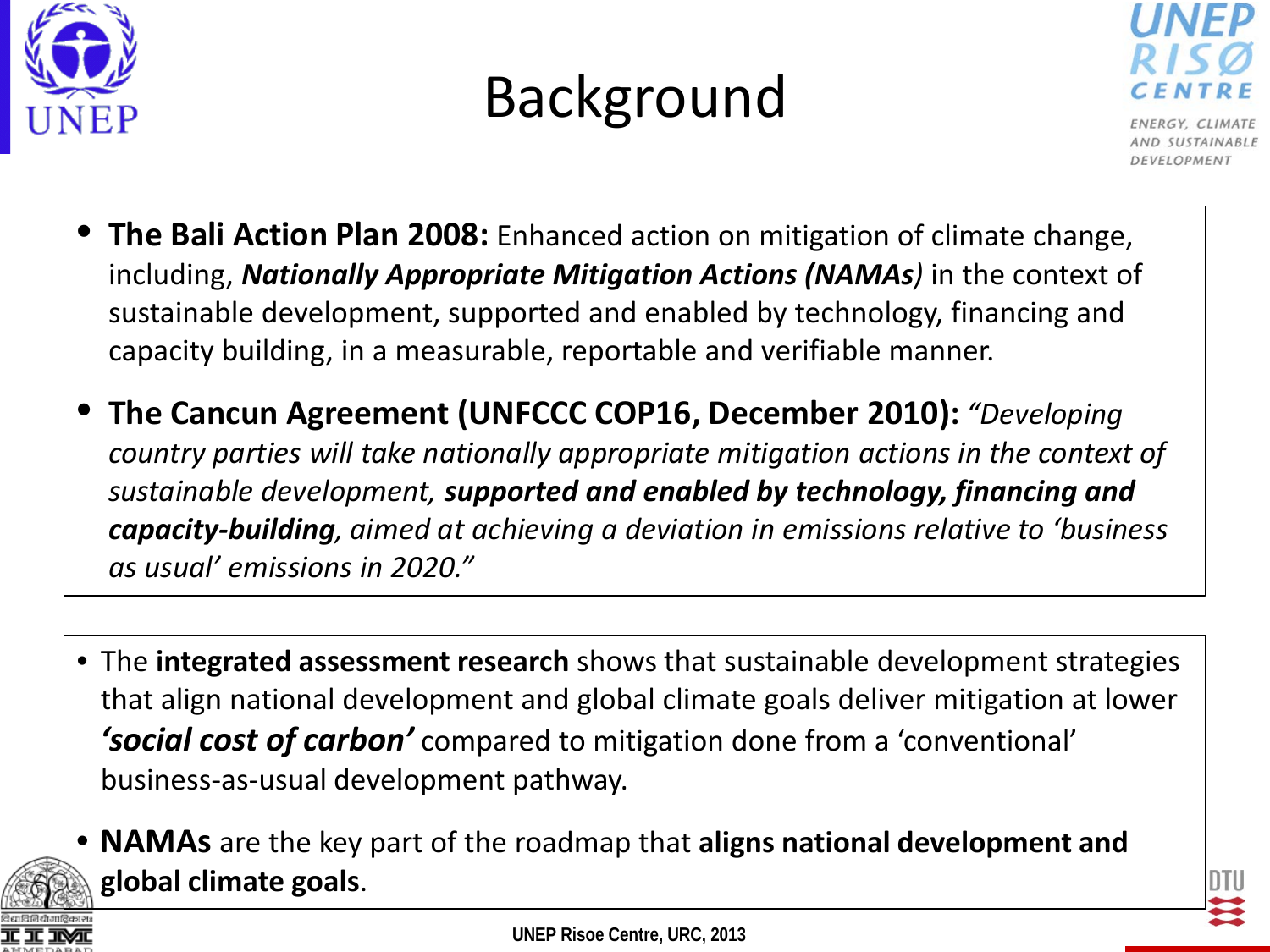# Background

- **The Bali Action Plan 2008:** Enhanced action on mitigation of climate change, including, ***Nationally Appropriate Mitigation Actions (NAMAs****)* in the context of sustainable development, supported and enabled by technology, financing and capacity building, in a measurable, reportable and verifiable manner.
- **The Cancun Agreement (UNFCCC COP16, December 2010):** *"Developing country parties will take nationally appropriate mitigation actions in the context of sustainable development,* ***supported and enabled by technology, financing and capacity-building****, aimed at achieving a deviation in emissions relative to 'business as usual' emissions in 2020."*

- The **integrated assessment research** shows that sustainable development strategies that align national development and global climate goals deliver mitigation at lower ***'social cost of carbon'*** compared to mitigation done from a 'conventional' business-as-usual development pathway.
- **NAMAs** are the key part of the roadmap that **aligns national development and global climate goals**.

UNEP Risoe Centre, URC, 2013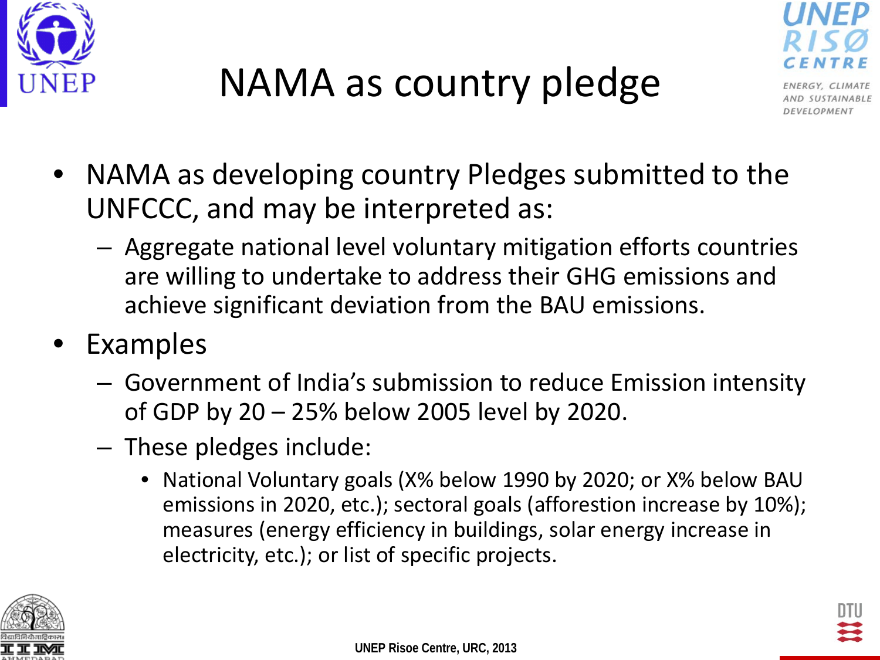# NAMA as country pledge

- NAMA as developing country Pledges submitted to the UNFCCC, and may be interpreted as:
  - Aggregate national level voluntary mitigation efforts countries are willing to undertake to address their GHG emissions and achieve significant deviation from the BAU emissions.
- Examples
  - Government of India's submission to reduce Emission intensity of GDP by 20 – 25% below 2005 level by 2020.
  - These pledges include:
    - National Voluntary goals (X% below 1990 by 2020; or X% below BAU emissions in 2020, etc.); sectoral goals (afforestion increase by 10%); measures (energy efficiency in buildings, solar energy increase in electricity, etc.); or list of specific projects.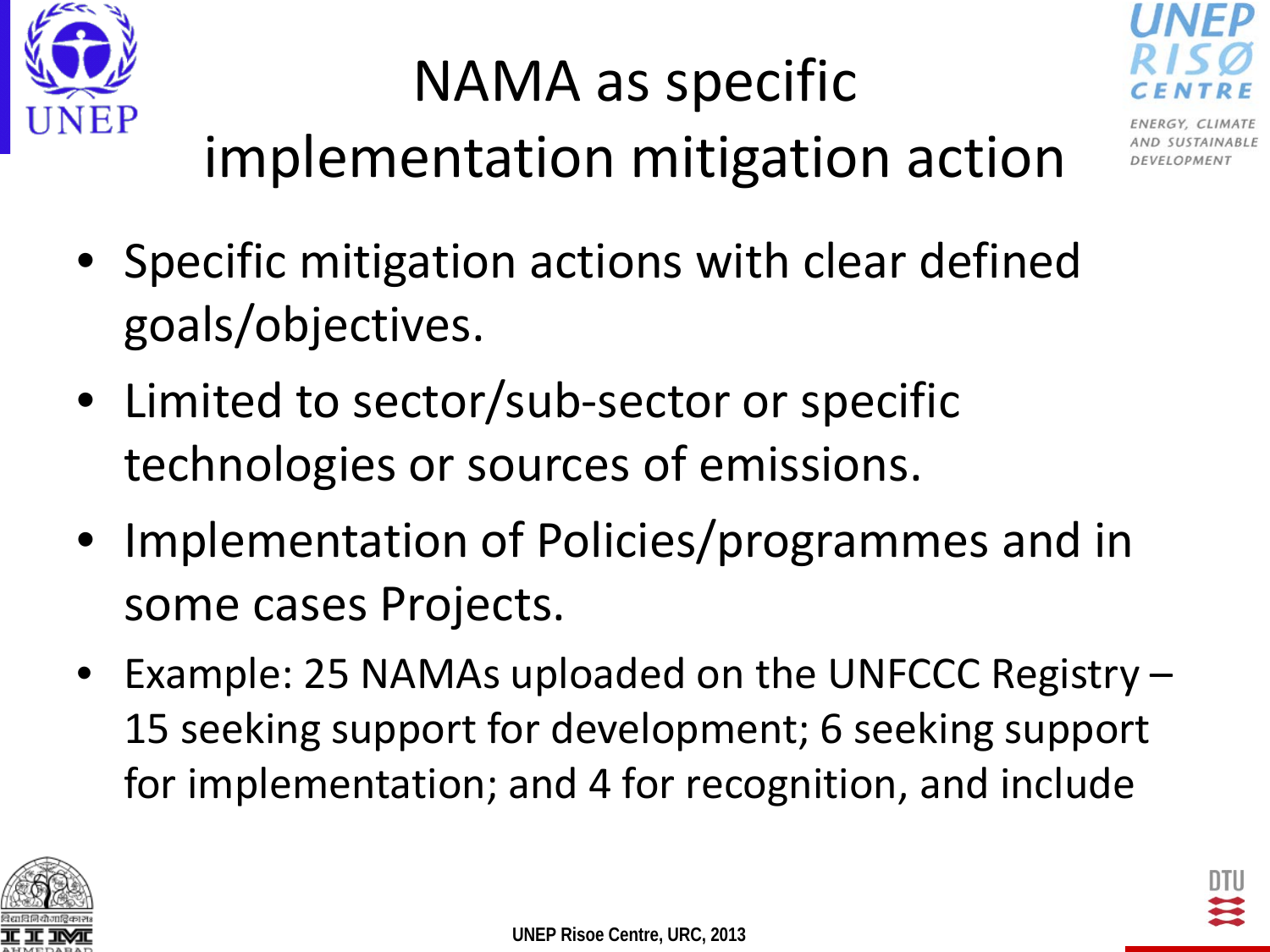# NAMA as specific implementation mitigation action

- Specific mitigation actions with clear defined goals/objectives.
- Limited to sector/sub-sector or specific technologies or sources of emissions.
- Implementation of Policies/programmes and in some cases Projects.
- Example: 25 NAMAs uploaded on the UNFCCC Registry – 15 seeking support for development; 6 seeking support for implementation; and 4 for recognition, and include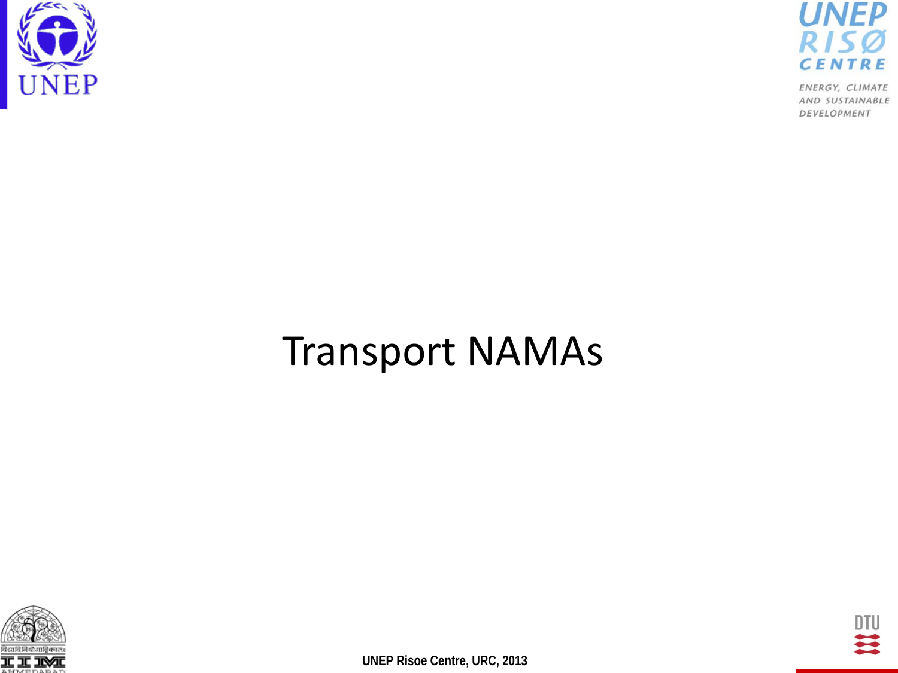# Transport NAMAs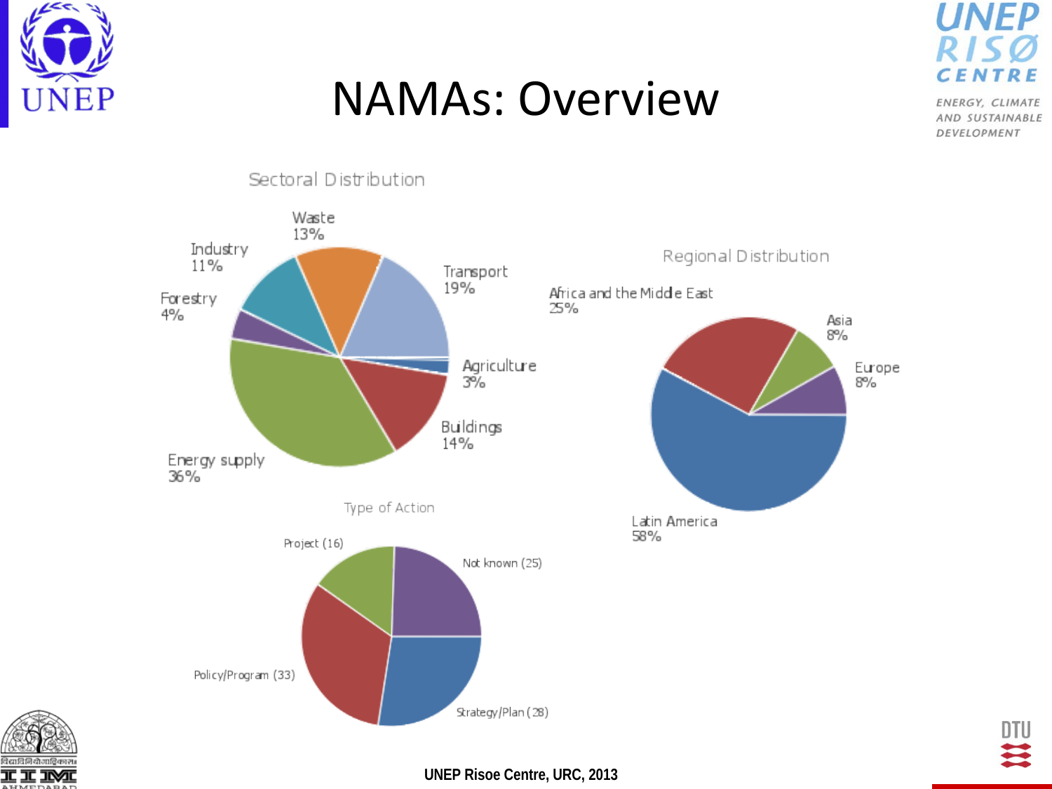# NAMAs: Overview

Sectoral Distribution

- Waste 13%
- Transport 19%
- Agriculture 3%
- Buildings 14%
- Energy supply 36%
- Forestry 4%
- Industry 11%

Regional Distribution

- Africa and the Middle East 25%
- Asia 8%
- Europe 8%
- Latin America 58%

Type of Action

- Project (16)
- Not known (25)
- Strategy/Plan (28)
- Policy/Program (33)

UNEP Risoe Centre, URC, 2013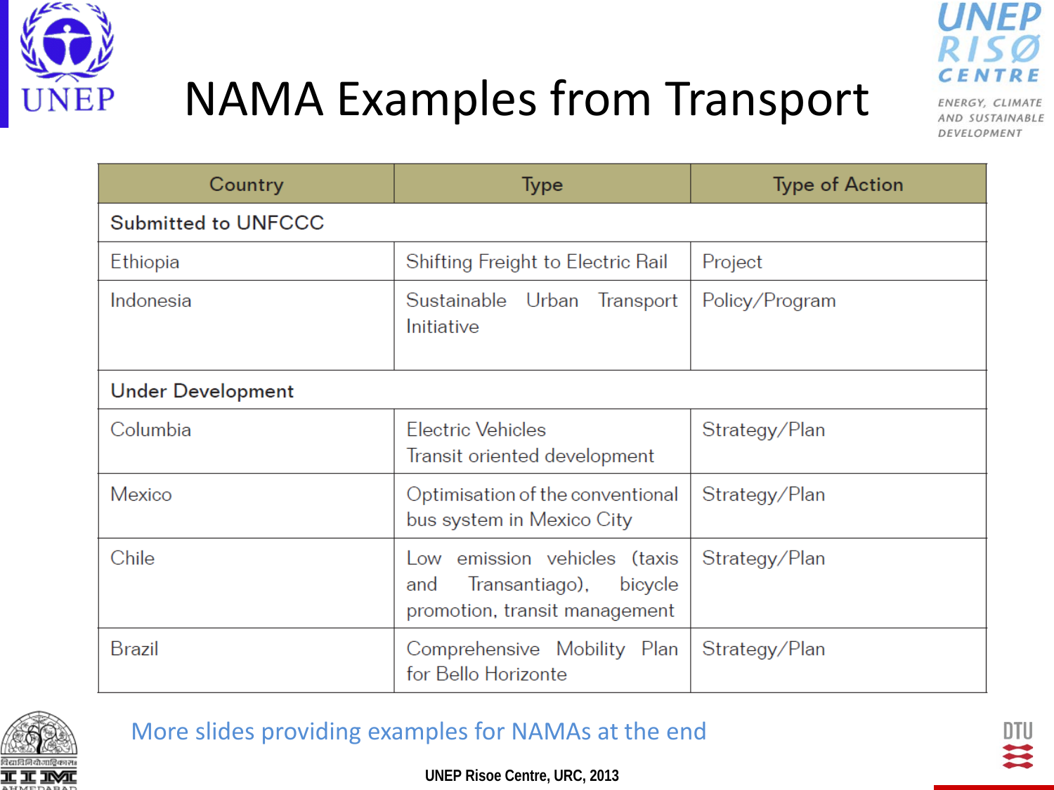# NAMA Examples from Transport

| Country | Type | Type of Action |
|---|---|---|
| **Submitted to UNFCCC** | | |
| Ethiopia | Shifting Freight to Electric Rail | Project |
| Indonesia | Sustainable Urban Transport Initiative | Policy/Program |
| **Under Development** | | |
| Columbia | Electric Vehicles<br>Transit oriented development | Strategy/Plan |
| Mexico | Optimisation of the conventional bus system in Mexico City | Strategy/Plan |
| Chile | Low emission vehicles (taxis and Transantiago), bicycle promotion, transit management | Strategy/Plan |
| Brazil | Comprehensive Mobility Plan for Bello Horizonte | Strategy/Plan |

More slides providing examples for NAMAs at the end

UNEP Risoe Centre, URC, 2013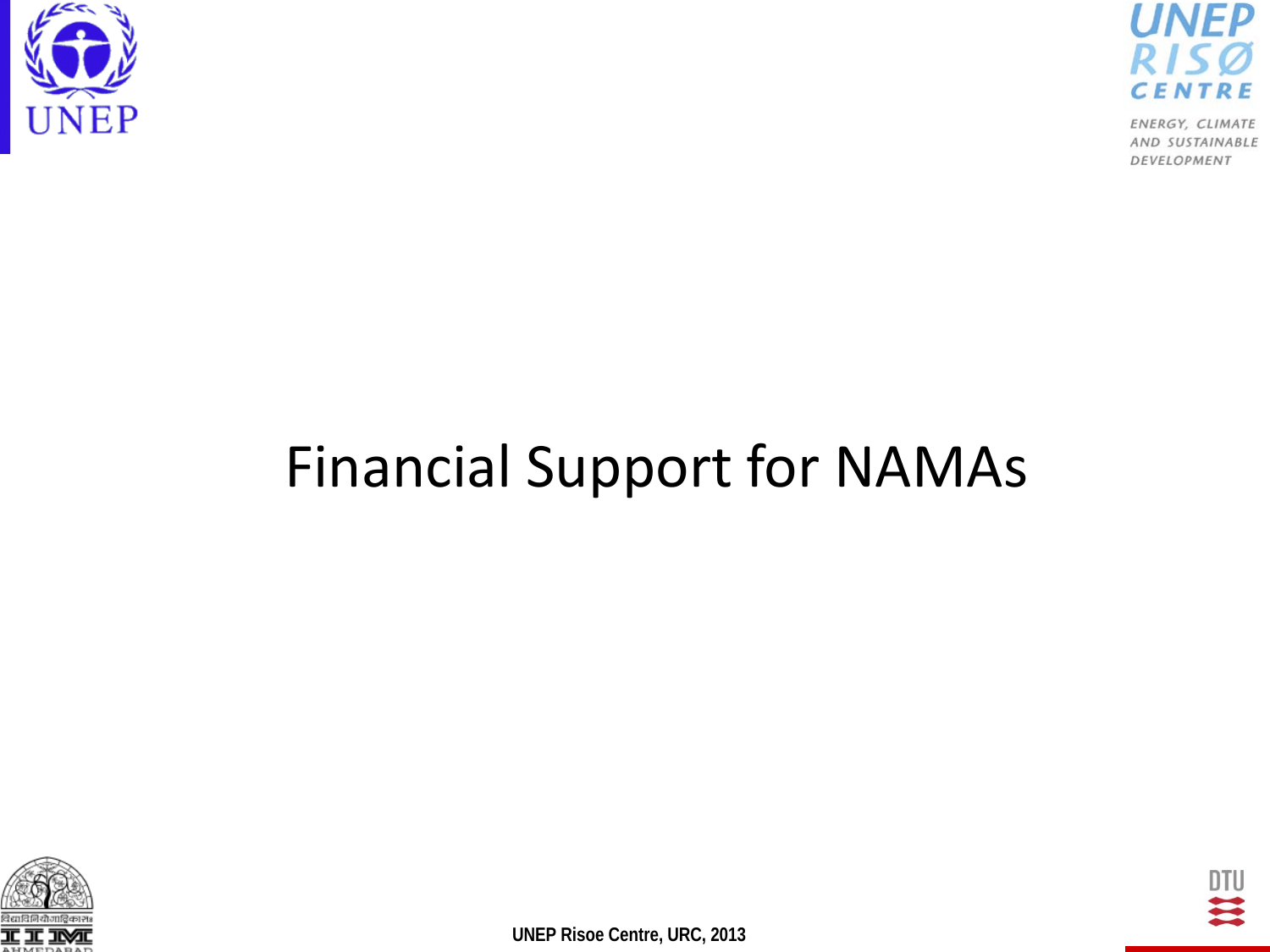# Financial Support for NAMAs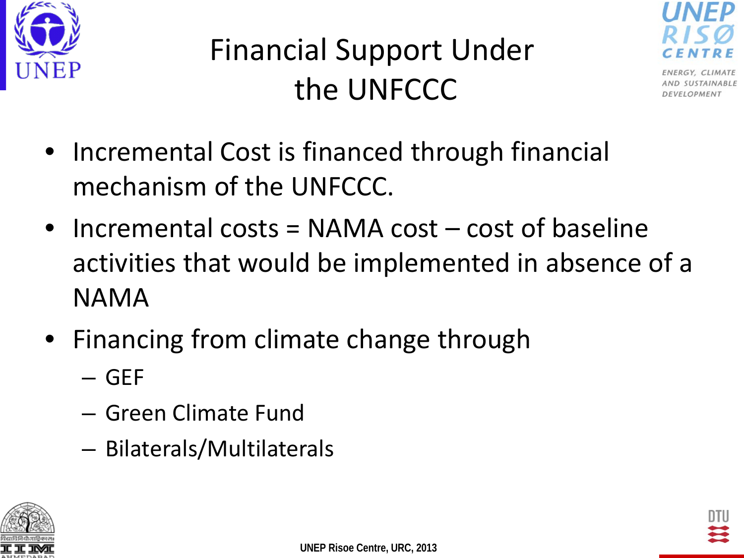# Financial Support Under the UNFCCC

- Incremental Cost is financed through financial mechanism of the UNFCCC.
- Incremental costs = NAMA cost – cost of baseline activities that would be implemented in absence of a NAMA
- Financing from climate change through
  - GEF
  - Green Climate Fund
  - Bilaterals/Multilaterals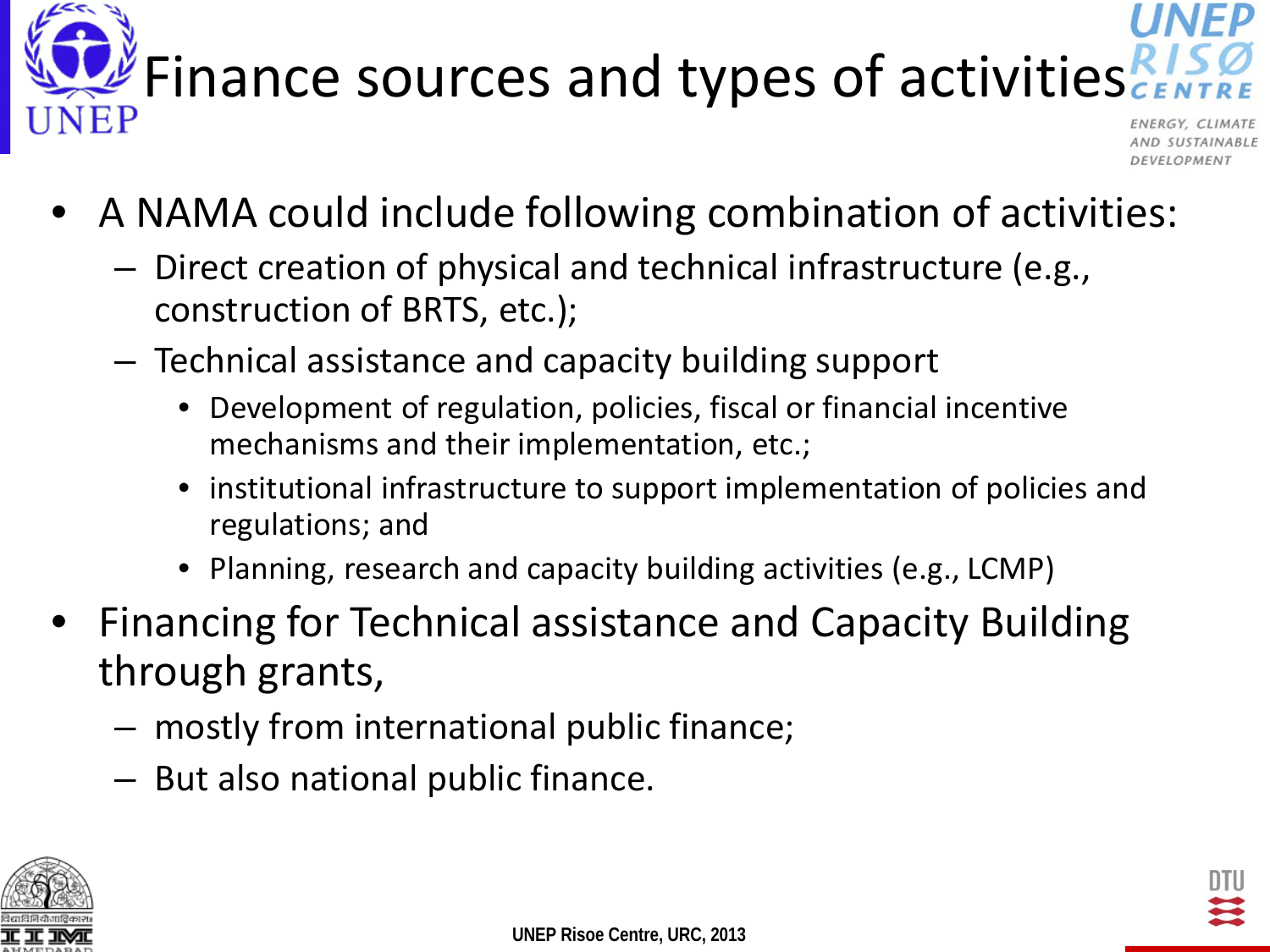# Finance sources and types of activities

- A NAMA could include following combination of activities:
  - Direct creation of physical and technical infrastructure (e.g., construction of BRTS, etc.);
  - Technical assistance and capacity building support
    - Development of regulation, policies, fiscal or financial incentive mechanisms and their implementation, etc.;
    - institutional infrastructure to support implementation of policies and regulations; and
    - Planning, research and capacity building activities (e.g., LCMP)
- Financing for Technical assistance and Capacity Building through grants,
  - mostly from international public finance;
  - But also national public finance.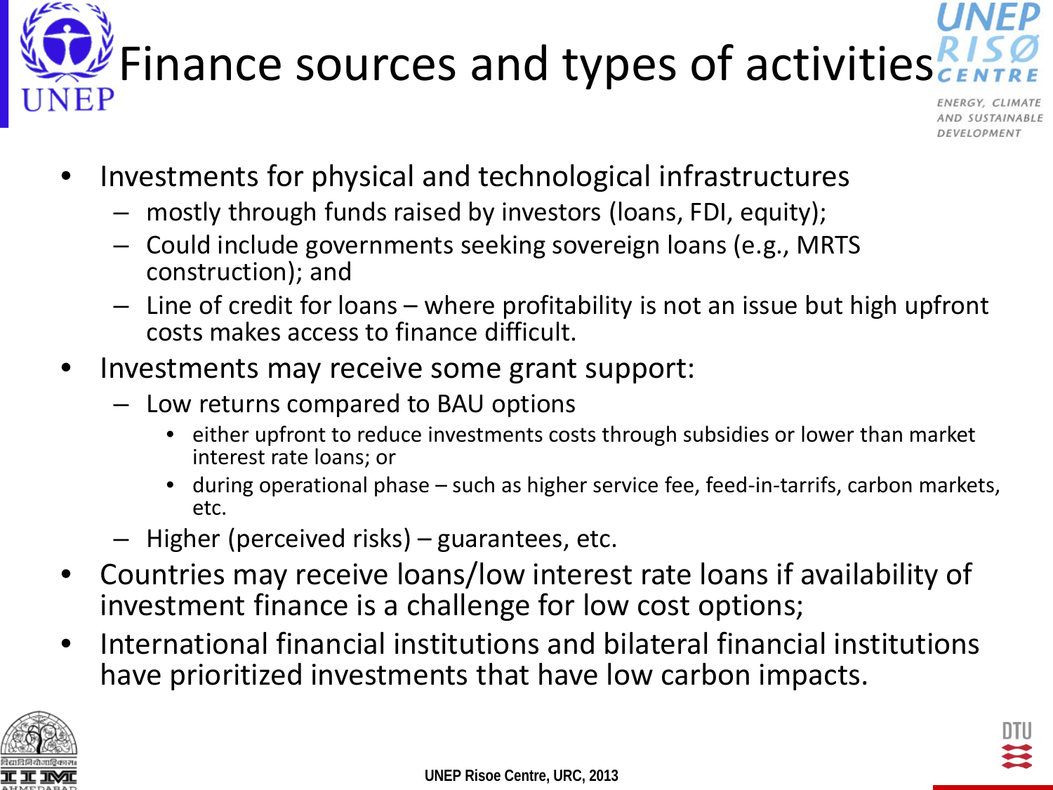# Finance sources and types of activities

- Investments for physical and technological infrastructures
  - mostly through funds raised by investors (loans, FDI, equity);
  - Could include governments seeking sovereign loans (e.g., MRTS construction); and
  - Line of credit for loans – where profitability is not an issue but high upfront costs makes access to finance difficult.
- Investments may receive some grant support:
  - Low returns compared to BAU options
    - either upfront to reduce investments costs through subsidies or lower than market interest rate loans; or
    - during operational phase – such as higher service fee, feed-in-tarrifs, carbon markets, etc.
  - Higher (perceived risks) – guarantees, etc.
- Countries may receive loans/low interest rate loans if availability of investment finance is a challenge for low cost options;
- International financial institutions and bilateral financial institutions have prioritized investments that have low carbon impacts.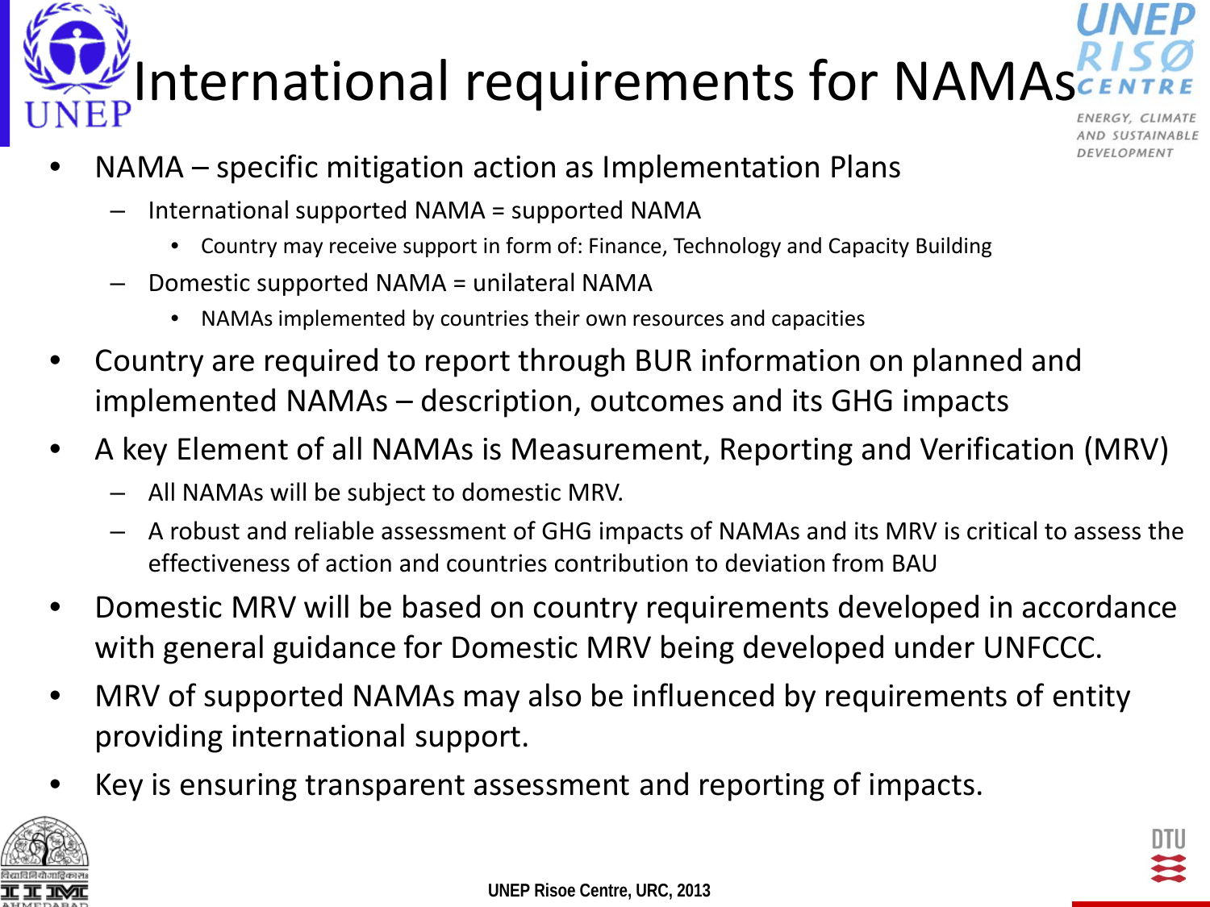# International requirements for NAMAs

- NAMA – specific mitigation action as Implementation Plans
  - International supported NAMA = supported NAMA
    - Country may receive support in form of: Finance, Technology and Capacity Building
  - Domestic supported NAMA = unilateral NAMA
    - NAMAs implemented by countries their own resources and capacities
- Country are required to report through BUR information on planned and implemented NAMAs – description, outcomes and its GHG impacts
- A key Element of all NAMAs is Measurement, Reporting and Verification (MRV)
  - All NAMAs will be subject to domestic MRV.
  - A robust and reliable assessment of GHG impacts of NAMAs and its MRV is critical to assess the effectiveness of action and countries contribution to deviation from BAU
- Domestic MRV will be based on country requirements developed in accordance with general guidance for Domestic MRV being developed under UNFCCC.
- MRV of supported NAMAs may also be influenced by requirements of entity providing international support.
- Key is ensuring transparent assessment and reporting of impacts.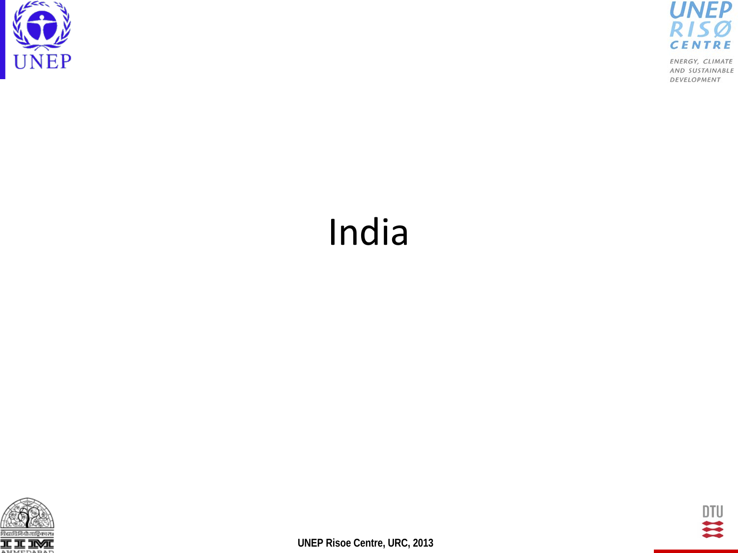# India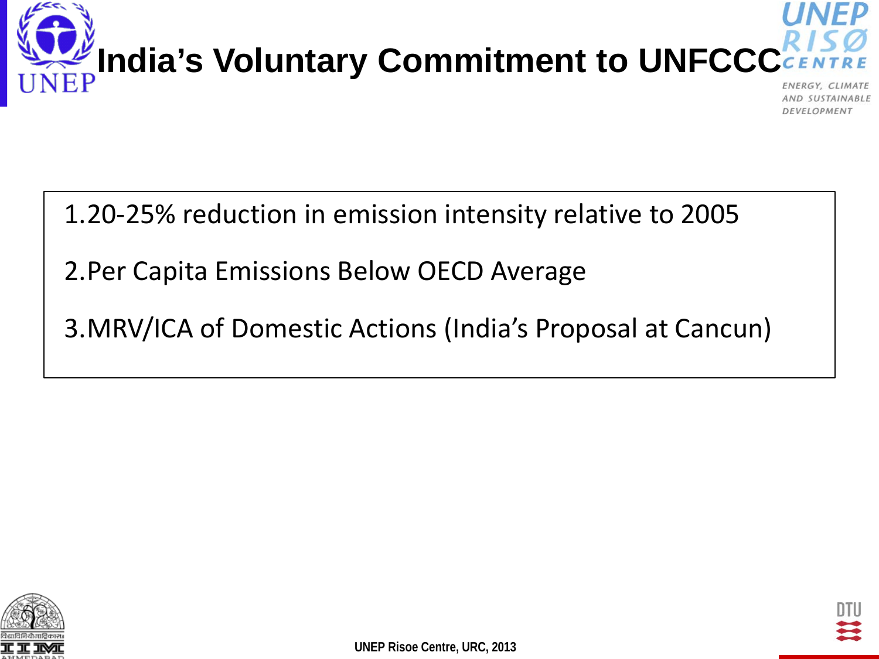# India's Voluntary Commitment to UNFCCC

1. 20-25% reduction in emission intensity relative to 2005
2. Per Capita Emissions Below OECD Average
3. MRV/ICA of Domestic Actions (India's Proposal at Cancun)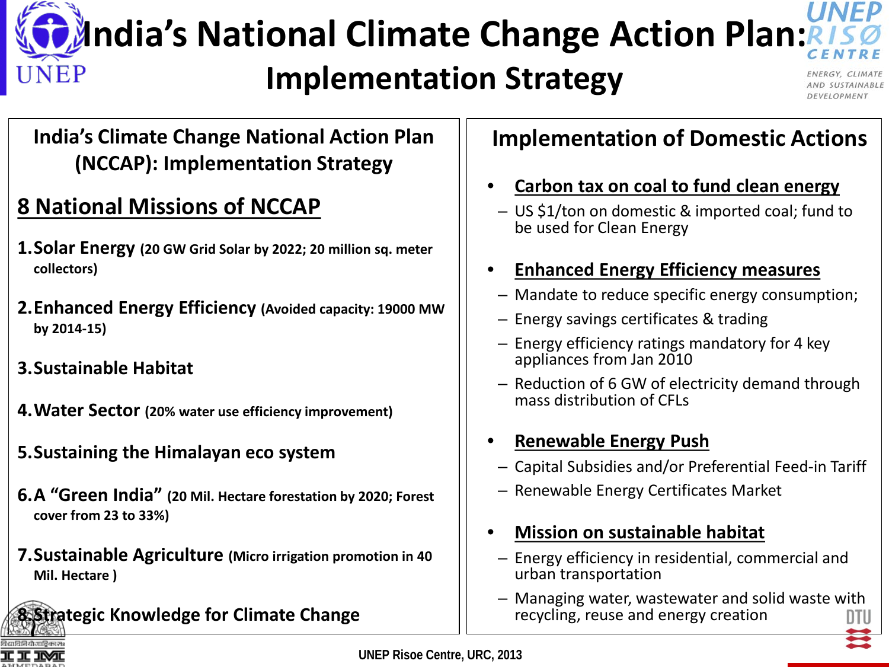# India's National Climate Change Action Plan: Implementation Strategy

## India's Climate Change National Action Plan (NCCAP): Implementation Strategy

### 8 National Missions of NCCAP

1. **Solar Energy** **(20 GW Grid Solar by 2022; 20 million sq. meter collectors)**
2. **Enhanced Energy Efficiency** **(Avoided capacity: 19000 MW by 2014-15)**
3. **Sustainable Habitat**
4. **Water Sector** **(20% water use efficiency improvement)**
5. **Sustaining the Himalayan eco system**
6. **A "Green India"** **(20 Mil. Hectare forestation by 2020; Forest cover from 23 to 33%)**
7. **Sustainable Agriculture** **(Micro irrigation promotion in 40 Mil. Hectare )**
8. **Strategic Knowledge for Climate Change**

## Implementation of Domestic Actions

- **Carbon tax on coal to fund clean energy**
  - US $1/ton on domestic & imported coal; fund to be used for Clean Energy
- **Enhanced Energy Efficiency measures**
  - Mandate to reduce specific energy consumption;
  - Energy savings certificates & trading
  - Energy efficiency ratings mandatory for 4 key appliances from Jan 2010
  - Reduction of 6 GW of electricity demand through mass distribution of CFLs
- **Renewable Energy Push**
  - Capital Subsidies and/or Preferential Feed-in Tariff
  - Renewable Energy Certificates Market
- **Mission on sustainable habitat**
  - Energy efficiency in residential, commercial and urban transportation
  - Managing water, wastewater and solid waste with recycling, reuse and energy creation

UNEP Risoe Centre, URC, 2013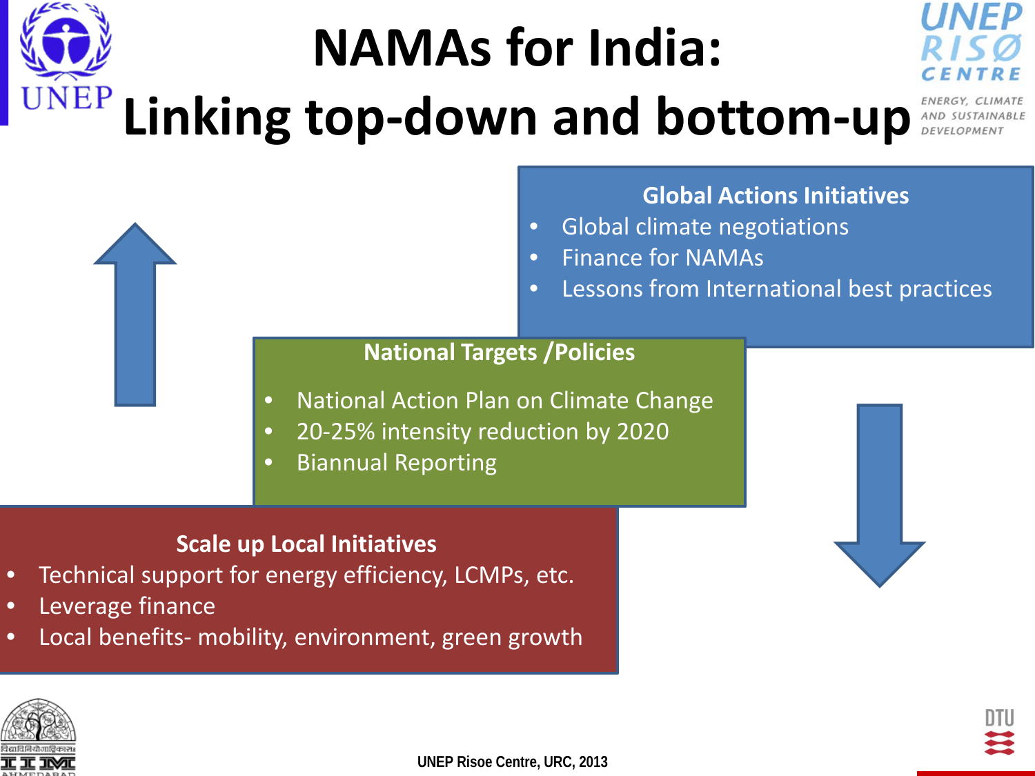# NAMAs for India: Linking top-down and bottom-up

**Global Actions Initiatives**

- Global climate negotiations
- Finance for NAMAs
- Lessons from International best practices

**National Targets /Policies**

- National Action Plan on Climate Change
- 20-25% intensity reduction by 2020
- Biannual Reporting

**Scale up Local Initiatives**

- Technical support for energy efficiency, LCMPs, etc.
- Leverage finance
- Local benefits- mobility, environment, green growth

UNEP Risoe Centre, URC, 2013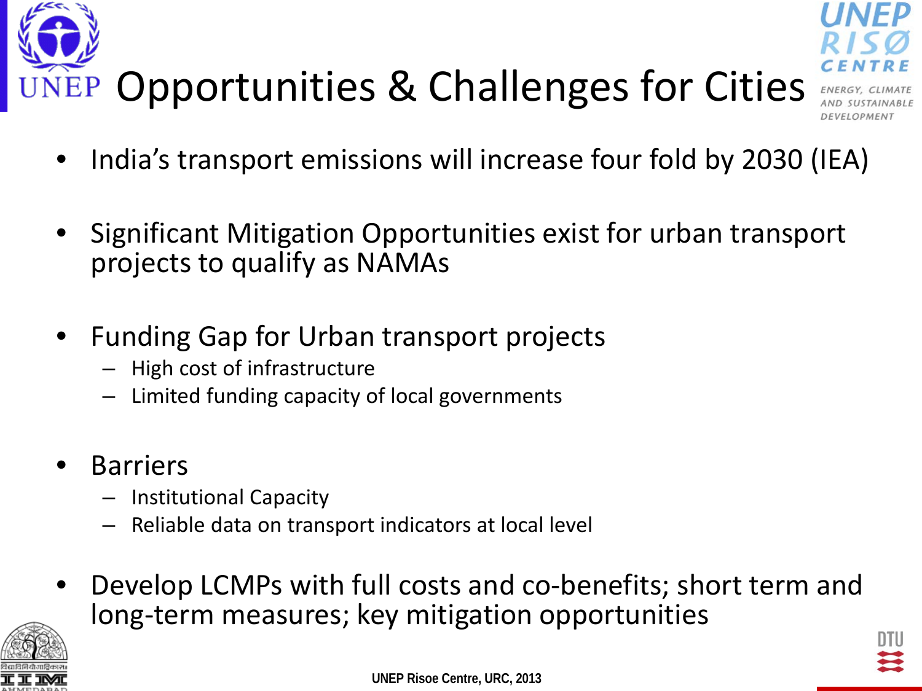# Opportunities & Challenges for Cities

- India's transport emissions will increase four fold by 2030 (IEA)
- Significant Mitigation Opportunities exist for urban transport projects to qualify as NAMAs
- Funding Gap for Urban transport projects
  - High cost of infrastructure
  - Limited funding capacity of local governments
- Barriers
  - Institutional Capacity
  - Reliable data on transport indicators at local level
- Develop LCMPs with full costs and co-benefits; short term and long-term measures; key mitigation opportunities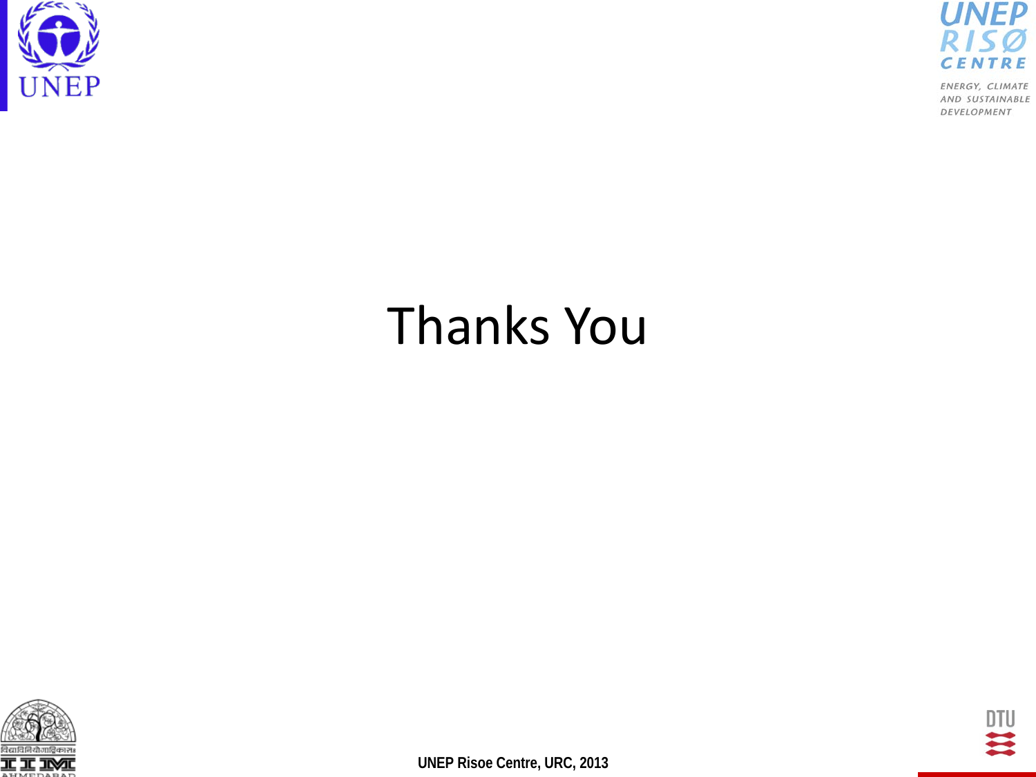# Thanks You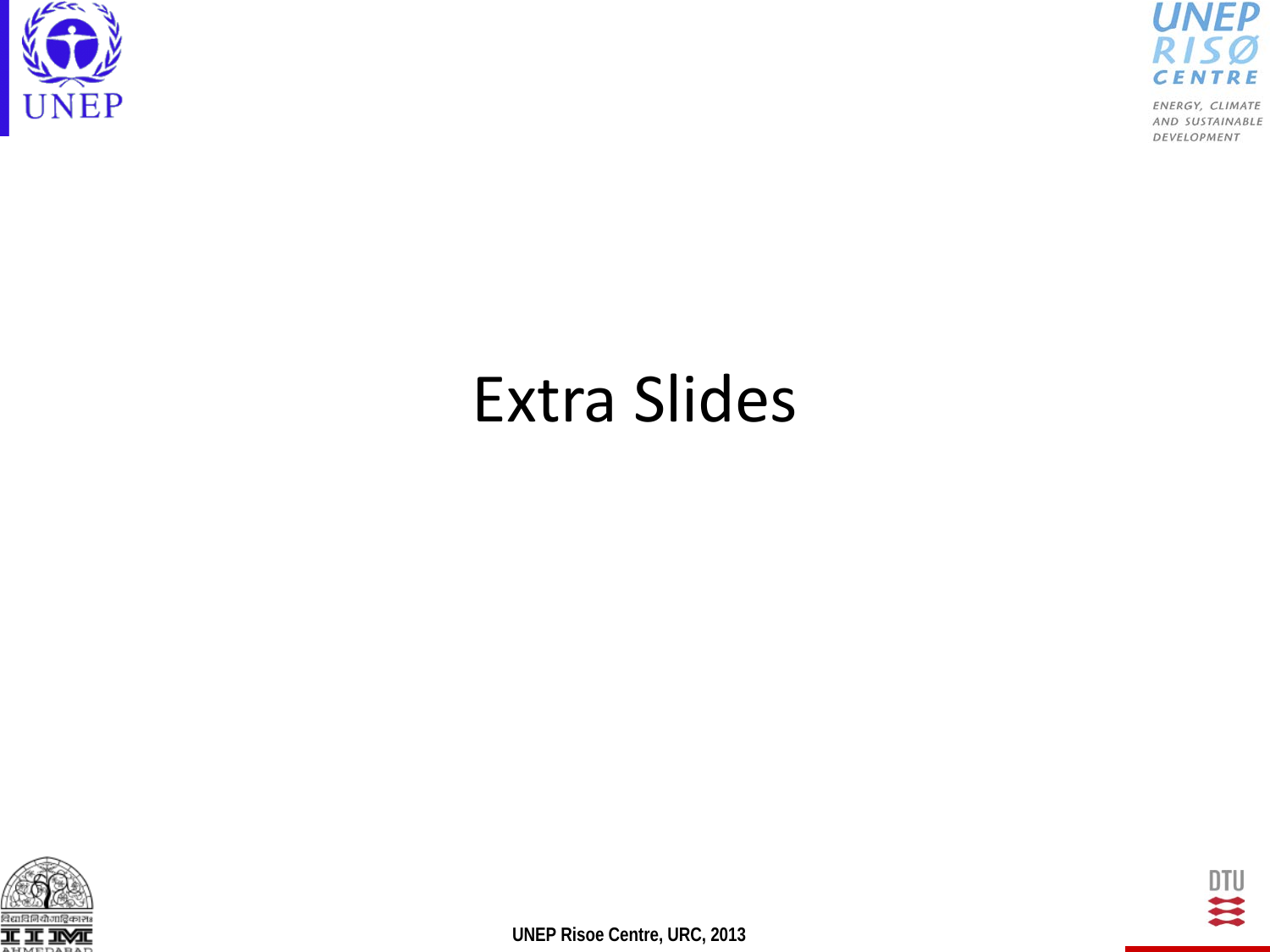# Extra Slides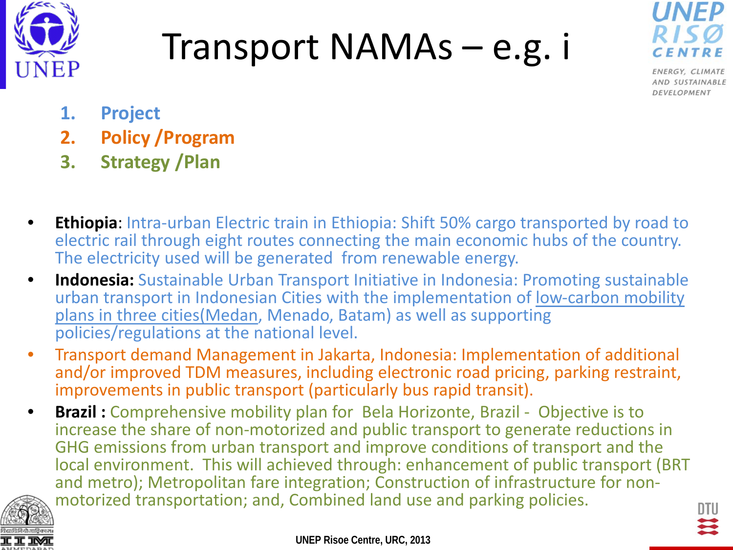# Transport NAMAs – e.g. i

1. **Project**
2. **Policy /Program**
3. **Strategy /Plan**

- **Ethiopia**: Intra-urban Electric train in Ethiopia: Shift 50% cargo transported by road to electric rail through eight routes connecting the main economic hubs of the country. The electricity used will be generated from renewable energy.
- **Indonesia:** Sustainable Urban Transport Initiative in Indonesia: Promoting sustainable urban transport in Indonesian Cities with the implementation of low-carbon mobility plans in three cities(Medan, Menado, Batam) as well as supporting policies/regulations at the national level.
- Transport demand Management in Jakarta, Indonesia: Implementation of additional and/or improved TDM measures, including electronic road pricing, parking restraint, improvements in public transport (particularly bus rapid transit).
- **Brazil :** Comprehensive mobility plan for Bela Horizonte, Brazil - Objective is to increase the share of non-motorized and public transport to generate reductions in GHG emissions from urban transport and improve conditions of transport and the local environment. This will achieved through: enhancement of public transport (BRT and metro); Metropolitan fare integration; Construction of infrastructure for non-motorized transportation; and, Combined land use and parking policies.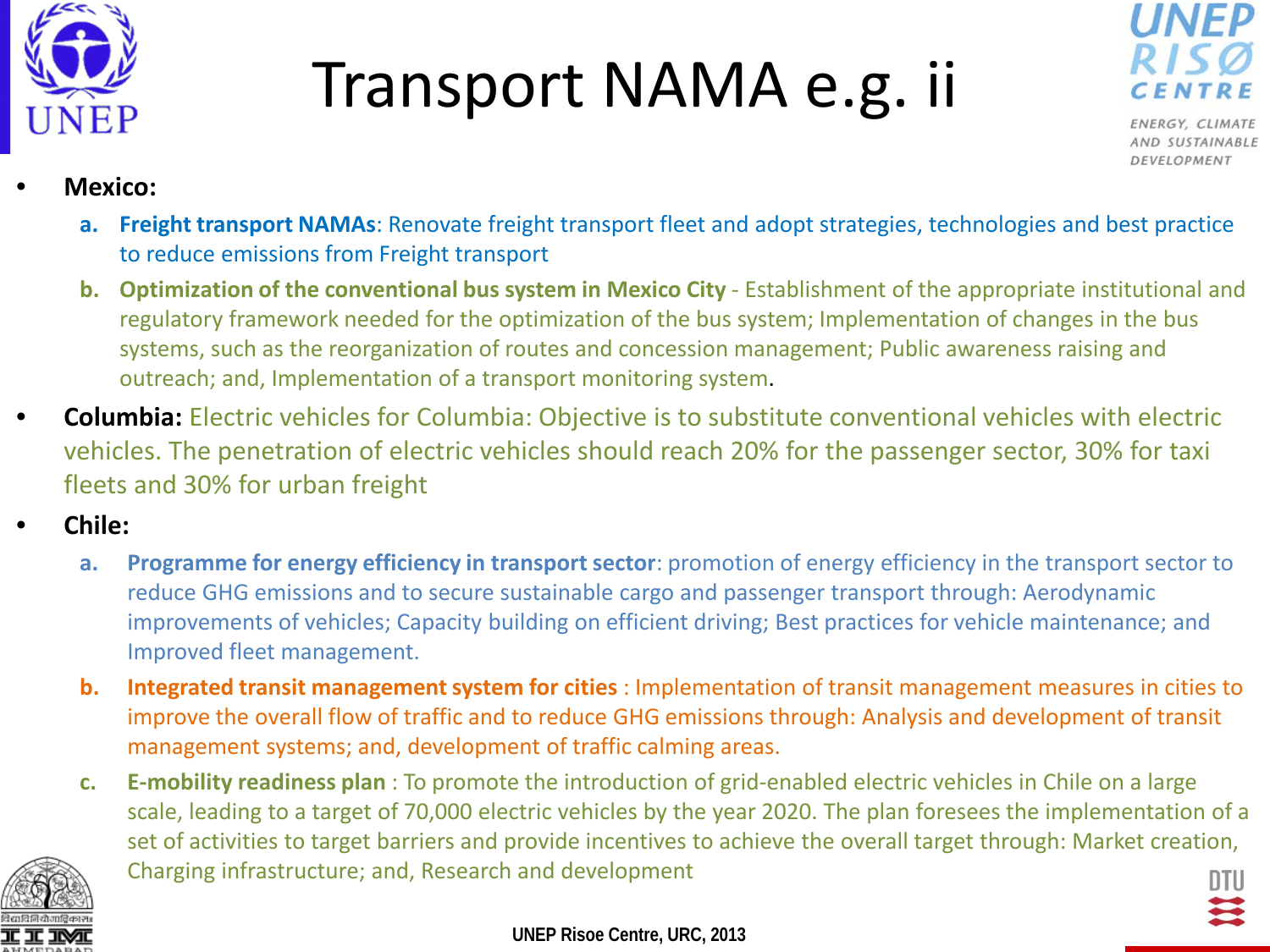# Transport NAMA e.g. ii

- **Mexico:**
  a. **Freight transport NAMAs**: Renovate freight transport fleet and adopt strategies, technologies and best practice to reduce emissions from Freight transport
  b. **Optimization of the conventional bus system in Mexico City** - Establishment of the appropriate institutional and regulatory framework needed for the optimization of the bus system; Implementation of changes in the bus systems, such as the reorganization of routes and concession management; Public awareness raising and outreach; and, Implementation of a transport monitoring system.
- **Columbia:** Electric vehicles for Columbia: Objective is to substitute conventional vehicles with electric vehicles. The penetration of electric vehicles should reach 20% for the passenger sector, 30% for taxi fleets and 30% for urban freight
- **Chile:**
  a. **Programme for energy efficiency in transport sector**: promotion of energy efficiency in the transport sector to reduce GHG emissions and to secure sustainable cargo and passenger transport through: Aerodynamic improvements of vehicles; Capacity building on efficient driving; Best practices for vehicle maintenance; and Improved fleet management.
  b. **Integrated transit management system for cities** : Implementation of transit management measures in cities to improve the overall flow of traffic and to reduce GHG emissions through: Analysis and development of transit management systems; and, development of traffic calming areas.
  c. **E-mobility readiness plan** : To promote the introduction of grid-enabled electric vehicles in Chile on a large scale, leading to a target of 70,000 electric vehicles by the year 2020. The plan foresees the implementation of a set of activities to target barriers and provide incentives to achieve the overall target through: Market creation, Charging infrastructure; and, Research and development

UNEP Risoe Centre, URC, 2013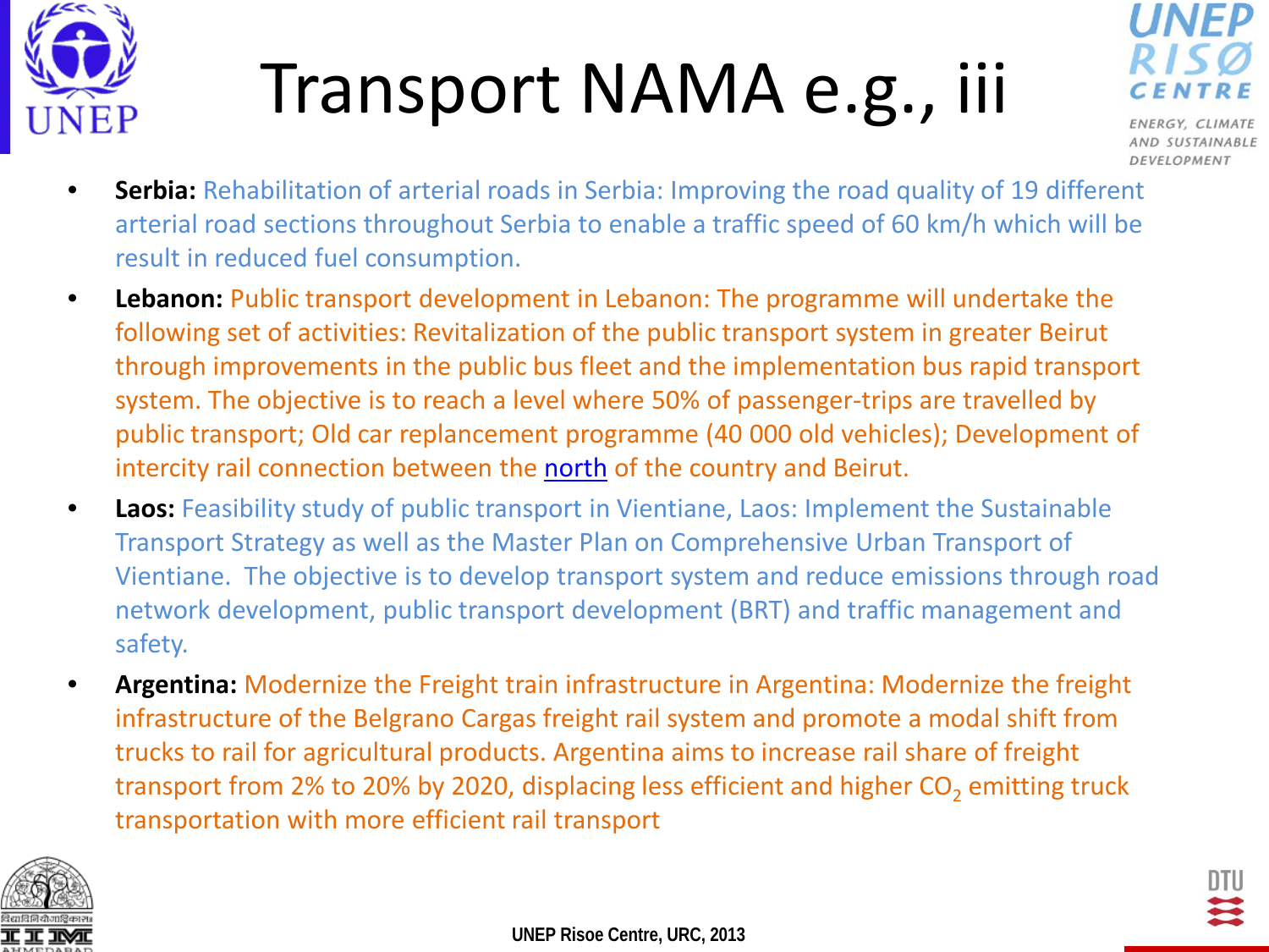# Transport NAMA e.g., iii

- **Serbia:** Rehabilitation of arterial roads in Serbia: Improving the road quality of 19 different arterial road sections throughout Serbia to enable a traffic speed of 60 km/h which will be result in reduced fuel consumption.
- **Lebanon:** Public transport development in Lebanon: The programme will undertake the following set of activities: Revitalization of the public transport system in greater Beirut through improvements in the public bus fleet and the implementation bus rapid transport system. The objective is to reach a level where 50% of passenger-trips are travelled by public transport; Old car replancement programme (40 000 old vehicles); Development of intercity rail connection between the north of the country and Beirut.
- **Laos:** Feasibility study of public transport in Vientiane, Laos: Implement the Sustainable Transport Strategy as well as the Master Plan on Comprehensive Urban Transport of Vientiane. The objective is to develop transport system and reduce emissions through road network development, public transport development (BRT) and traffic management and safety.
- **Argentina:** Modernize the Freight train infrastructure in Argentina: Modernize the freight infrastructure of the Belgrano Cargas freight rail system and promote a modal shift from trucks to rail for agricultural products. Argentina aims to increase rail share of freight transport from 2% to 20% by 2020, displacing less efficient and higher $CO_2$ emitting truck transportation with more efficient rail transport

UNEP Risoe Centre, URC, 2013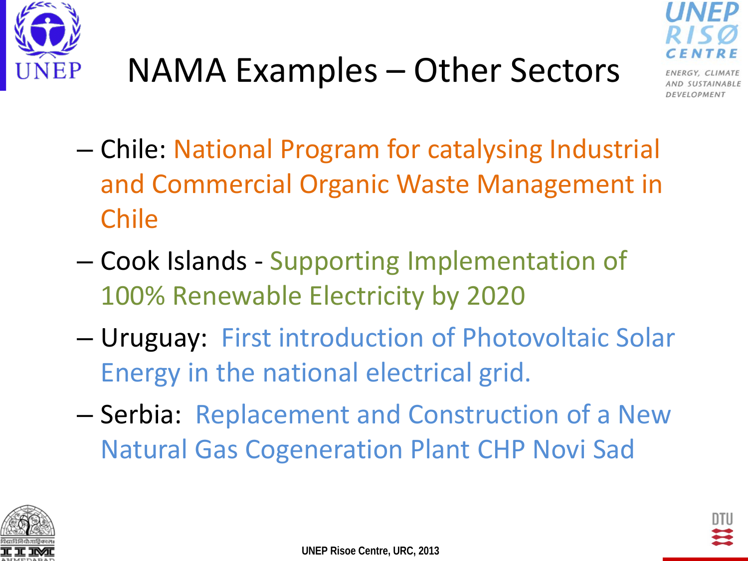# NAMA Examples – Other Sectors

- Chile: National Program for catalysing Industrial and Commercial Organic Waste Management in Chile
- Cook Islands - Supporting Implementation of 100% Renewable Electricity by 2020
- Uruguay: First introduction of Photovoltaic Solar Energy in the national electrical grid.
- Serbia: Replacement and Construction of a New Natural Gas Cogeneration Plant CHP Novi Sad